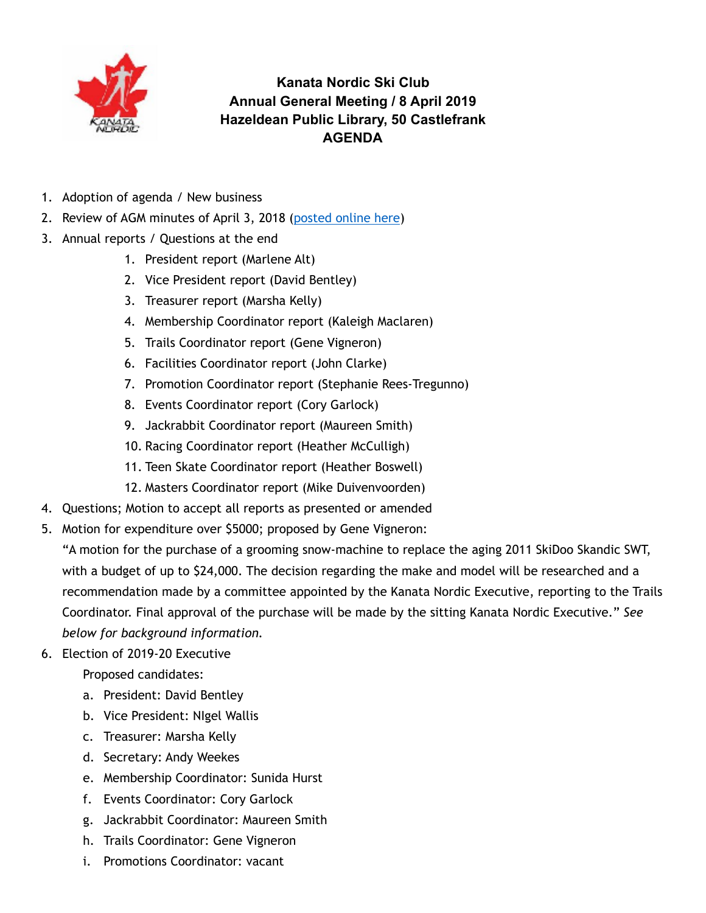# Kanata Nordic Ski Club
## Annual General Meeting / 8 April 2019
## Hazeldean Public Library, 50 Castlefrank
## AGENDA

1. Adoption of agenda / New business
2. Review of AGM minutes of April 3, 2018 (posted online here)
3. Annual reports / Questions at the end
    1. President report (Marlene Alt)
    2. Vice President report (David Bentley)
    3. Treasurer report (Marsha Kelly)
    4. Membership Coordinator report (Kaleigh Maclaren)
    5. Trails Coordinator report (Gene Vigneron)
    6. Facilities Coordinator report (John Clarke)
    7. Promotion Coordinator report (Stephanie Rees-Tregunno)
    8. Events Coordinator report (Cory Garlock)
    9. Jackrabbit Coordinator report (Maureen Smith)
    10. Racing Coordinator report (Heather McCulligh)
    11. Teen Skate Coordinator report (Heather Boswell)
    12. Masters Coordinator report (Mike Duivenvoorden)
4. Questions; Motion to accept all reports as presented or amended
5. Motion for expenditure over $5000; proposed by Gene Vigneron:
   "A motion for the purchase of a grooming snow-machine to replace the aging 2011 SkiDoo Skandic SWT, with a budget of up to $24,000. The decision regarding the make and model will be researched and a recommendation made by a committee appointed by the Kanata Nordic Executive, reporting to the Trails Coordinator. Final approval of the purchase will be made by the sitting Kanata Nordic Executive." *See below for background information.*
6. Election of 2019-20 Executive
   Proposed candidates:
    a. President: David Bentley
    b. Vice President: NIgel Wallis
    c. Treasurer: Marsha Kelly
    d. Secretary: Andy Weekes
    e. Membership Coordinator: Sunida Hurst
    f. Events Coordinator: Cory Garlock
    g. Jackrabbit Coordinator: Maureen Smith
    h. Trails Coordinator: Gene Vigneron
    i. Promotions Coordinator: vacant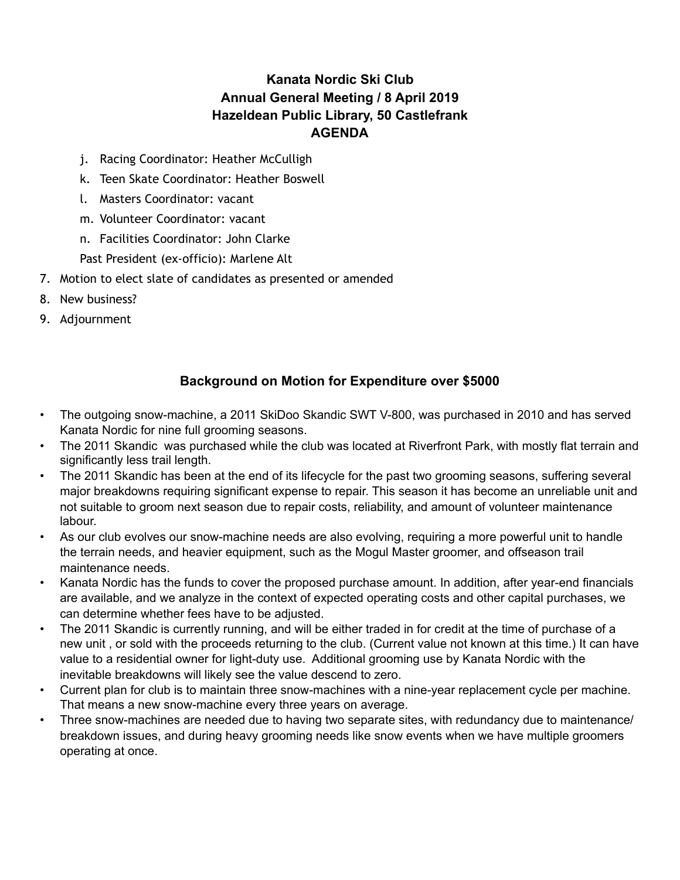**Kanata Nordic Ski Club**
**Annual General Meeting / 8 April 2019**
**Hazeldean Public Library, 50 Castlefrank**
**AGENDA**

   j. Racing Coordinator: Heather McCulligh
   k. Teen Skate Coordinator: Heather Boswell
   l. Masters Coordinator: vacant
   m. Volunteer Coordinator: vacant
   n. Facilities Coordinator: John Clarke

   Past President (ex-officio): Marlene Alt

7. Motion to elect slate of candidates as presented or amended
8. New business?
9. Adjournment

### Background on Motion for Expenditure over $5000

- The outgoing snow-machine, a 2011 SkiDoo Skandic SWT V-800, was purchased in 2010 and has served Kanata Nordic for nine full grooming seasons.
- The 2011 Skandic was purchased while the club was located at Riverfront Park, with mostly flat terrain and significantly less trail length.
- The 2011 Skandic has been at the end of its lifecycle for the past two grooming seasons, suffering several major breakdowns requiring significant expense to repair. This season it has become an unreliable unit and not suitable to groom next season due to repair costs, reliability, and amount of volunteer maintenance labour.
- As our club evolves our snow-machine needs are also evolving, requiring a more powerful unit to handle the terrain needs, and heavier equipment, such as the Mogul Master groomer, and offseason trail maintenance needs.
- Kanata Nordic has the funds to cover the proposed purchase amount. In addition, after year-end financials are available, and we analyze in the context of expected operating costs and other capital purchases, we can determine whether fees have to be adjusted.
- The 2011 Skandic is currently running, and will be either traded in for credit at the time of purchase of a new unit , or sold with the proceeds returning to the club. (Current value not known at this time.) It can have value to a residential owner for light-duty use. Additional grooming use by Kanata Nordic with the inevitable breakdowns will likely see the value descend to zero.
- Current plan for club is to maintain three snow-machines with a nine-year replacement cycle per machine. That means a new snow-machine every three years on average.
- Three snow-machines are needed due to having two separate sites, with redundancy due to maintenance/ breakdown issues, and during heavy grooming needs like snow events when we have multiple groomers operating at once.